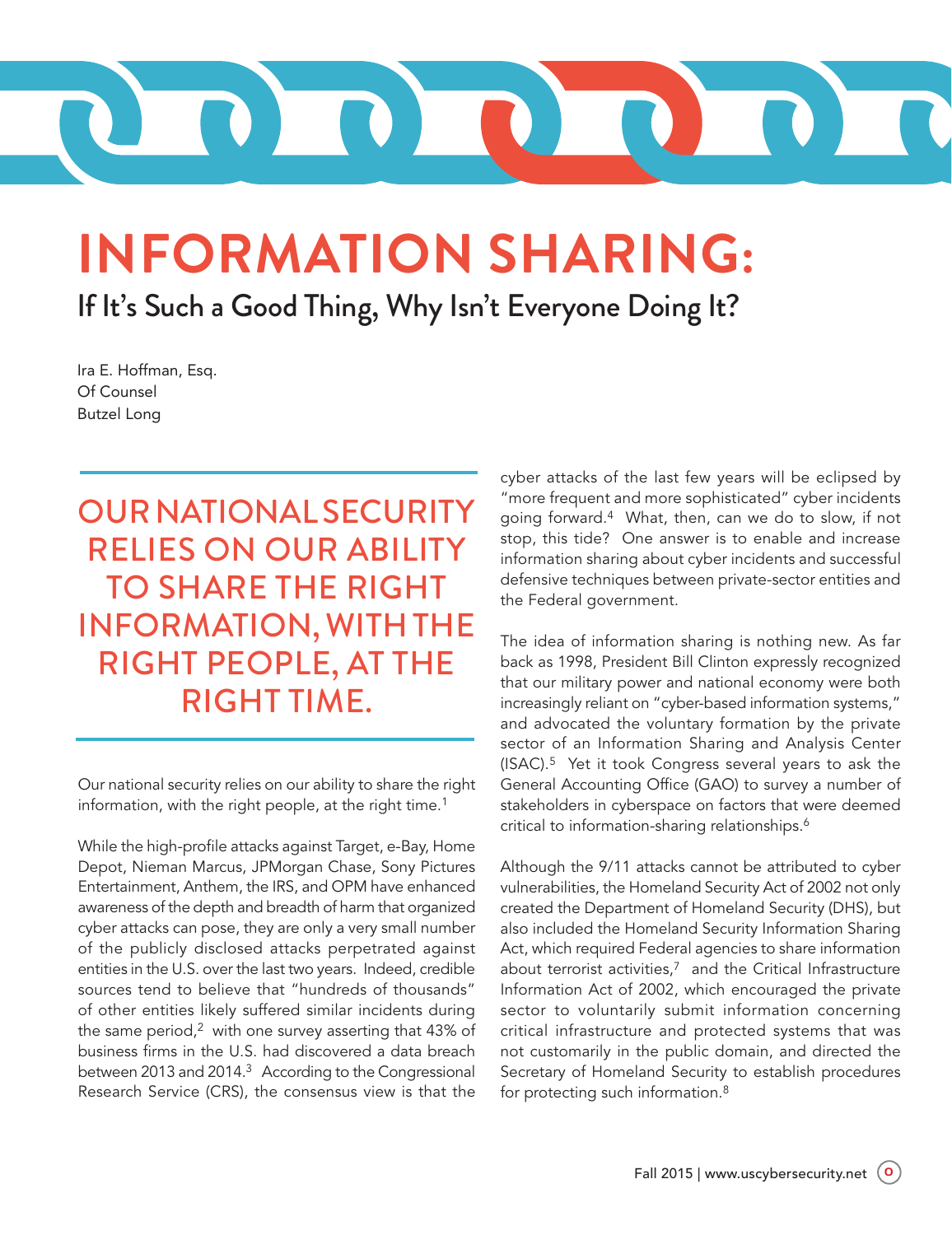# INFORMATION SHARING:

## If It's Such a Good Thing, Why Isn't Everyone Doing It?

Ira E. Hoffman, Esq.
Of Counsel
Butzel Long

**OUR NATIONAL SECURITY RELIES ON OUR ABILITY TO SHARE THE RIGHT INFORMATION, WITH THE RIGHT PEOPLE, AT THE RIGHT TIME.**

Our national security relies on our ability to share the right information, with the right people, at the right time.[1]

While the high-profile attacks against Target, e-Bay, Home Depot, Nieman Marcus, JPMorgan Chase, Sony Pictures Entertainment, Anthem, the IRS, and OPM have enhanced awareness of the depth and breadth of harm that organized cyber attacks can pose, they are only a very small number of the publicly disclosed attacks perpetrated against entities in the U.S. over the last two years. Indeed, credible sources tend to believe that "hundreds of thousands" of other entities likely suffered similar incidents during the same period,[2] with one survey asserting that 43% of business firms in the U.S. had discovered a data breach between 2013 and 2014.[3] According to the Congressional Research Service (CRS), the consensus view is that the cyber attacks of the last few years will be eclipsed by "more frequent and more sophisticated" cyber incidents going forward.[4] What, then, can we do to slow, if not stop, this tide? One answer is to enable and increase information sharing about cyber incidents and successful defensive techniques between private-sector entities and the Federal government.

The idea of information sharing is nothing new. As far back as 1998, President Bill Clinton expressly recognized that our military power and national economy were both increasingly reliant on "cyber-based information systems," and advocated the voluntary formation by the private sector of an Information Sharing and Analysis Center (ISAC).[5] Yet it took Congress several years to ask the General Accounting Office (GAO) to survey a number of stakeholders in cyberspace on factors that were deemed critical to information-sharing relationships.[6]

Although the 9/11 attacks cannot be attributed to cyber vulnerabilities, the Homeland Security Act of 2002 not only created the Department of Homeland Security (DHS), but also included the Homeland Security Information Sharing Act, which required Federal agencies to share information about terrorist activities,[7] and the Critical Infrastructure Information Act of 2002, which encouraged the private sector to voluntarily submit information concerning critical infrastructure and protected systems that was not customarily in the public domain, and directed the Secretary of Homeland Security to establish procedures for protecting such information.[8]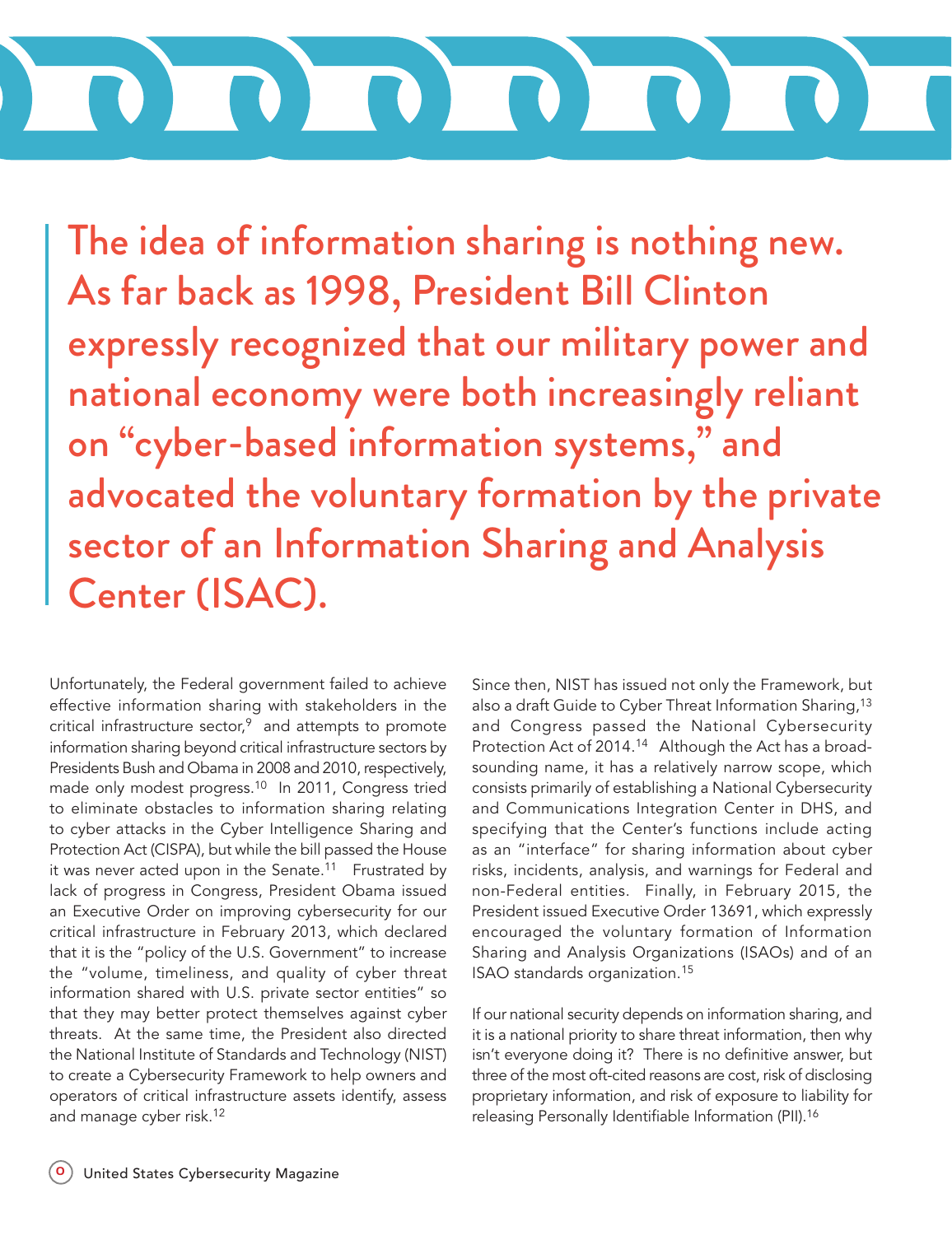> The idea of information sharing is nothing new. As far back as 1998, President Bill Clinton expressly recognized that our military power and national economy were both increasingly reliant on "cyber-based information systems," and advocated the voluntary formation by the private sector of an Information Sharing and Analysis Center (ISAC).

Unfortunately, the Federal government failed to achieve effective information sharing with stakeholders in the critical infrastructure sector,[9] and attempts to promote information sharing beyond critical infrastructure sectors by Presidents Bush and Obama in 2008 and 2010, respectively, made only modest progress.[10] In 2011, Congress tried to eliminate obstacles to information sharing relating to cyber attacks in the Cyber Intelligence Sharing and Protection Act (CISPA), but while the bill passed the House it was never acted upon in the Senate.[11] Frustrated by lack of progress in Congress, President Obama issued an Executive Order on improving cybersecurity for our critical infrastructure in February 2013, which declared that it is the "policy of the U.S. Government" to increase the "volume, timeliness, and quality of cyber threat information shared with U.S. private sector entities" so that they may better protect themselves against cyber threats. At the same time, the President also directed the National Institute of Standards and Technology (NIST) to create a Cybersecurity Framework to help owners and operators of critical infrastructure assets identify, assess and manage cyber risk.[12]

Since then, NIST has issued not only the Framework, but also a draft Guide to Cyber Threat Information Sharing,[13] and Congress passed the National Cybersecurity Protection Act of 2014.[14] Although the Act has a broad-sounding name, it has a relatively narrow scope, which consists primarily of establishing a National Cybersecurity and Communications Integration Center in DHS, and specifying that the Center's functions include acting as an "interface" for sharing information about cyber risks, incidents, analysis, and warnings for Federal and non-Federal entities. Finally, in February 2015, the President issued Executive Order 13691, which expressly encouraged the voluntary formation of Information Sharing and Analysis Organizations (ISAOs) and of an ISAO standards organization.[15]

If our national security depends on information sharing, and it is a national priority to share threat information, then why isn't everyone doing it? There is no definitive answer, but three of the most oft-cited reasons are cost, risk of disclosing proprietary information, and risk of exposure to liability for releasing Personally Identifiable Information (PII).[16]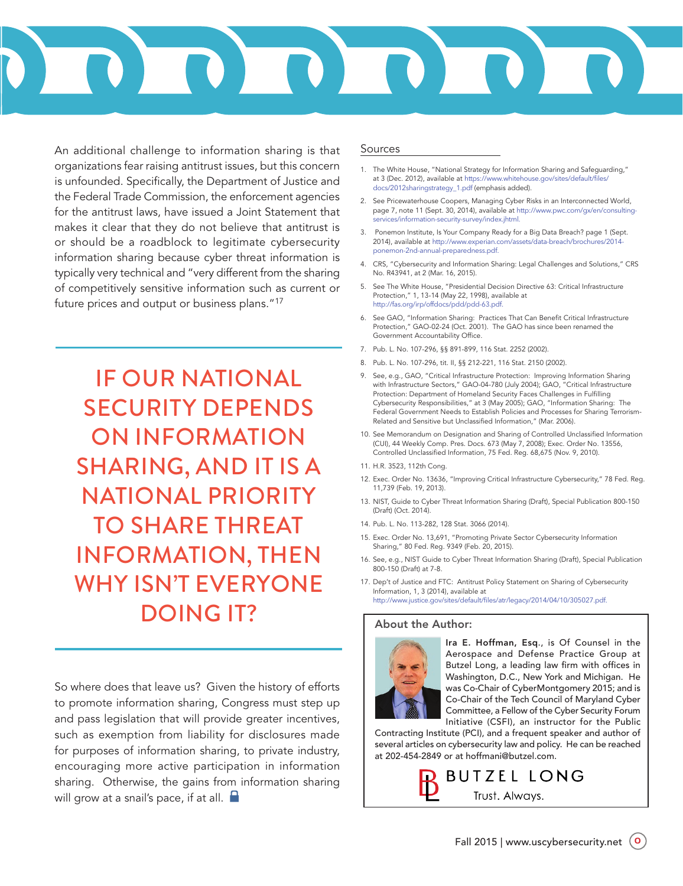An additional challenge to information sharing is that organizations fear raising antitrust issues, but this concern is unfounded. Specifically, the Department of Justice and the Federal Trade Commission, the enforcement agencies for the antitrust laws, have issued a Joint Statement that makes it clear that they do not believe that antitrust is or should be a roadblock to legitimate cybersecurity information sharing because cyber threat information is typically very technical and "very different from the sharing of competitively sensitive information such as current or future prices and output or business plans."[17]

> IF OUR NATIONAL SECURITY DEPENDS ON INFORMATION SHARING, AND IT IS A NATIONAL PRIORITY TO SHARE THREAT INFORMATION, THEN WHY ISN'T EVERYONE DOING IT?

So where does that leave us? Given the history of efforts to promote information sharing, Congress must step up and pass legislation that will provide greater incentives, such as exemption from liability for disclosures made for purposes of information sharing, to private industry, encouraging more active participation in information sharing. Otherwise, the gains from information sharing will grow at a snail's pace, if at all.

## Sources

1. The White House, "National Strategy for Information Sharing and Safeguarding," at 3 (Dec. 2012), available at https://www.whitehouse.gov/sites/default/files/docs/2012sharingstrategy_1.pdf (emphasis added).
2. See Pricewaterhouse Coopers, Managing Cyber Risks in an Interconnected World, page 7, note 11 (Sept. 30, 2014), available at http://www.pwc.com/gx/en/consulting-services/information-security-survey/index.jhtml.
3. Ponemon Institute, Is Your Company Ready for a Big Data Breach? page 1 (Sept. 2014), available at http://www.experian.com/assets/data-breach/brochures/2014-ponemon-2nd-annual-preparedness.pdf.
4. CRS, "Cybersecurity and Information Sharing: Legal Challenges and Solutions," CRS No. R43941, at 2 (Mar. 16, 2015).
5. See The White House, "Presidential Decision Directive 63: Critical Infrastructure Protection," 1, 13-14 (May 22, 1998), available at http://fas.org/irp/offdocs/pdd/pdd-63.pdf.
6. See GAO, "Information Sharing: Practices That Can Benefit Critical Infrastructure Protection," GAO-02-24 (Oct. 2001). The GAO has since been renamed the Government Accountability Office.
7. Pub. L. No. 107-296, §§ 891-899, 116 Stat. 2252 (2002).
8. Pub. L. No. 107-296, tit. II, §§ 212-221, 116 Stat. 2150 (2002).
9. See, e.g., GAO, "Critical Infrastructure Protection: Improving Information Sharing with Infrastructure Sectors," GAO-04-780 (July 2004); GAO, "Critical Infrastructure Protection: Department of Homeland Security Faces Challenges in Fulfilling Cybersecurity Responsibilities," at 3 (May 2005); GAO, "Information Sharing: The Federal Government Needs to Establish Policies and Processes for Sharing Terrorism-Related and Sensitive but Unclassified Information," (Mar. 2006).
10. See Memorandum on Designation and Sharing of Controlled Unclassified Information (CUI), 44 Weekly Comp. Pres. Docs. 673 (May 7, 2008); Exec. Order No. 13556, Controlled Unclassified Information, 75 Fed. Reg. 68,675 (Nov. 9, 2010).
11. H.R. 3523, 112th Cong.
12. Exec. Order No. 13636, "Improving Critical Infrastructure Cybersecurity," 78 Fed. Reg. 11,739 (Feb. 19, 2013).
13. NIST, Guide to Cyber Threat Information Sharing (Draft), Special Publication 800-150 (Draft) (Oct. 2014).
14. Pub. L. No. 113-282, 128 Stat. 3066 (2014).
15. Exec. Order No. 13,691, "Promoting Private Sector Cybersecurity Information Sharing," 80 Fed. Reg. 9349 (Feb. 20, 2015).
16. See, e.g., NIST Guide to Cyber Threat Information Sharing (Draft), Special Publication 800-150 (Draft) at 7-8.
17. Dep't of Justice and FTC: Antitrust Policy Statement on Sharing of Cybersecurity Information, 1, 3 (2014), available at http://www.justice.gov/sites/default/files/atr/legacy/2014/04/10/305027.pdf.

### About the Author:

**Ira E. Hoffman, Esq.**, is Of Counsel in the Aerospace and Defense Practice Group at Butzel Long, a leading law firm with offices in Washington, D.C., New York and Michigan. He was Co-Chair of CyberMontgomery 2015; and is Co-Chair of the Tech Council of Maryland Cyber Committee, a Fellow of the Cyber Security Forum Initiative (CSFI), an instructor for the Public Contracting Institute (PCI), and a frequent speaker and author of several articles on cybersecurity law and policy. He can be reached at 202-454-2849 or at hoffmani@butzel.com.

BUTZEL LONG

Trust. Always.